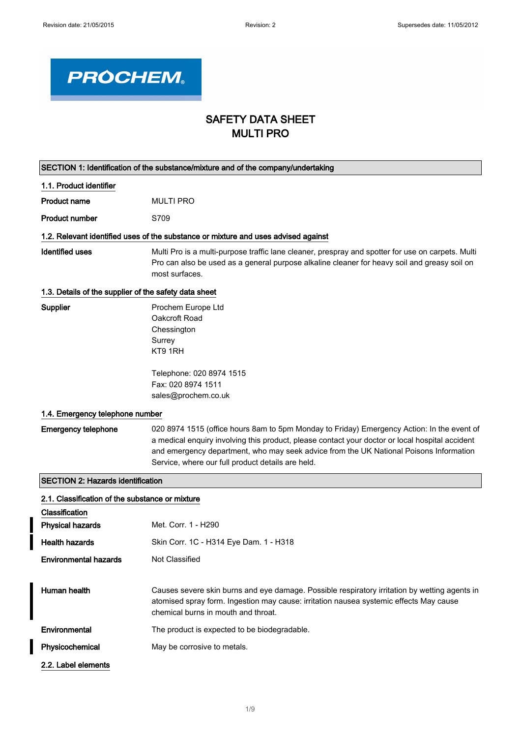# SAFETY DATA SHEET
# MULTI PRO

## SECTION 1: Identification of the substance/mixture and of the company/undertaking

### 1.1. Product identifier

**Product name** MULTI PRO

**Product number** S709

### 1.2. Relevant identified uses of the substance or mixture and uses advised against

**Identified uses** Multi Pro is a multi-purpose traffic lane cleaner, prespray and spotter for use on carpets. Multi Pro can also be used as a general purpose alkaline cleaner for heavy soil and greasy soil on most surfaces.

### 1.3. Details of the supplier of the safety data sheet

**Supplier**
Prochem Europe Ltd
Oakcroft Road
Chessington
Surrey
KT9 1RH

Telephone: 020 8974 1515
Fax: 020 8974 1511
sales@prochem.co.uk

### 1.4. Emergency telephone number

**Emergency telephone** 020 8974 1515 (office hours 8am to 5pm Monday to Friday) Emergency Action: In the event of a medical enquiry involving this product, please contact your doctor or local hospital accident and emergency department, who may seek advice from the UK National Poisons Information Service, where our full product details are held.

## SECTION 2: Hazards identification

### 2.1. Classification of the substance or mixture

**Classification**

**Physical hazards** Met. Corr. 1 - H290

**Health hazards** Skin Corr. 1C - H314 Eye Dam. 1 - H318

**Environmental hazards** Not Classified

**Human health** Causes severe skin burns and eye damage. Possible respiratory irritation by wetting agents in atomised spray form. Ingestion may cause: irritation nausea systemic effects May cause chemical burns in mouth and throat.

**Environmental** The product is expected to be biodegradable.

**Physicochemical** May be corrosive to metals.

### 2.2. Label elements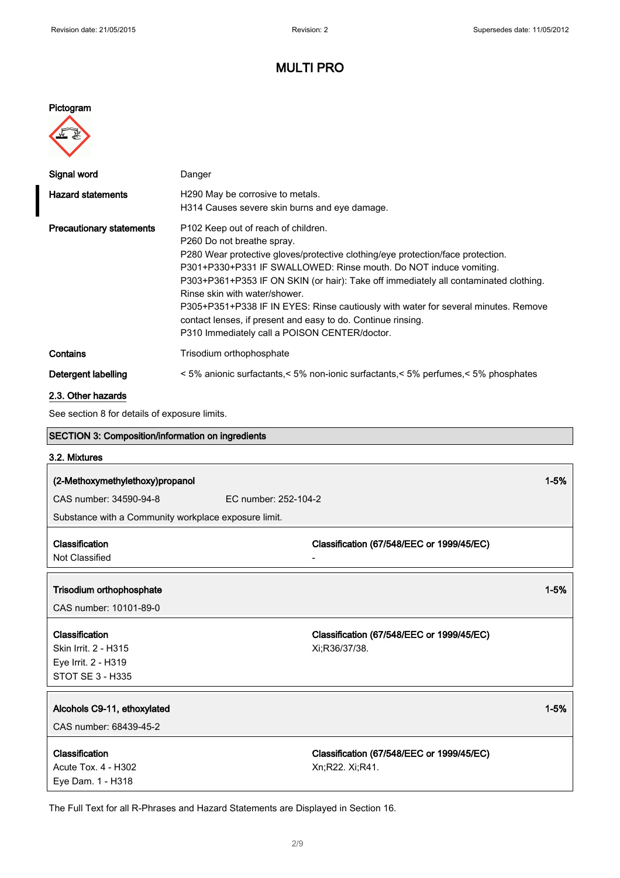# MULTI PRO

**Pictogram**

| | |
|---|---|
| **Signal word** | Danger |
| **Hazard statements** | H290 May be corrosive to metals.<br>H314 Causes severe skin burns and eye damage. |
| **Precautionary statements** | P102 Keep out of reach of children.<br>P260 Do not breathe spray.<br>P280 Wear protective gloves/protective clothing/eye protection/face protection.<br>P301+P330+P331 IF SWALLOWED: Rinse mouth. Do NOT induce vomiting.<br>P303+P361+P353 IF ON SKIN (or hair): Take off immediately all contaminated clothing. Rinse skin with water/shower.<br>P305+P351+P338 IF IN EYES: Rinse cautiously with water for several minutes. Remove contact lenses, if present and easy to do. Continue rinsing.<br>P310 Immediately call a POISON CENTER/doctor. |
| **Contains** | Trisodium orthophosphate |
| **Detergent labelling** | < 5% anionic surfactants,< 5% non-ionic surfactants,< 5% perfumes,< 5% phosphates |

## 2.3. Other hazards

See section 8 for details of exposure limits.

## SECTION 3: Composition/information on ingredients

### 3.2. Mixtures

**(2-Methoxymethylethoxy)propanol** — 1-5%

CAS number: 34590-94-8 EC number: 252-104-2

Substance with a Community workplace exposure limit.

| **Classification** | **Classification (67/548/EEC or 1999/45/EC)** |
|---|---|
| Not Classified | - |

**Trisodium orthophosphate** — 1-5%

CAS number: 10101-89-0

| **Classification** | **Classification (67/548/EEC or 1999/45/EC)** |
|---|---|
| Skin Irrit. 2 - H315<br>Eye Irrit. 2 - H319<br>STOT SE 3 - H335 | Xi;R36/37/38. |

**Alcohols C9-11, ethoxylated** — 1-5%

CAS number: 68439-45-2

| **Classification** | **Classification (67/548/EEC or 1999/45/EC)** |
|---|---|
| Acute Tox. 4 - H302<br>Eye Dam. 1 - H318 | Xn;R22. Xi;R41. |

The Full Text for all R-Phrases and Hazard Statements are Displayed in Section 16.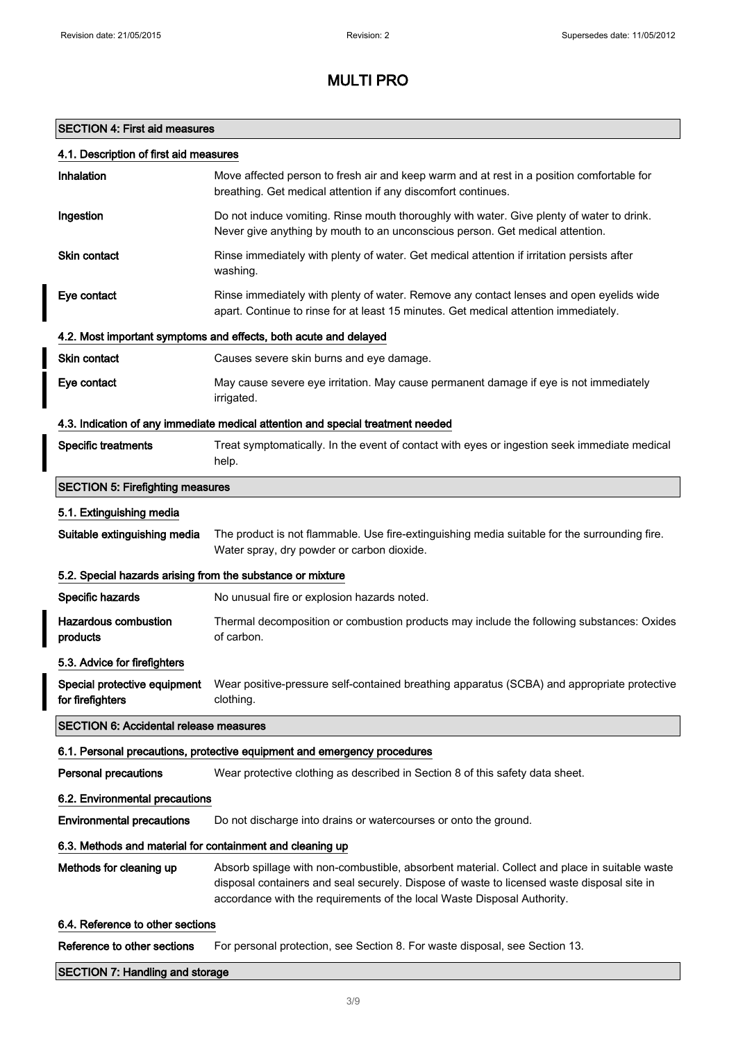# MULTI PRO

## SECTION 4: First aid measures

### 4.1. Description of first aid measures

| | |
|---|---|
| **Inhalation** | Move affected person to fresh air and keep warm and at rest in a position comfortable for breathing. Get medical attention if any discomfort continues. |
| **Ingestion** | Do not induce vomiting. Rinse mouth thoroughly with water. Give plenty of water to drink. Never give anything by mouth to an unconscious person. Get medical attention. |
| **Skin contact** | Rinse immediately with plenty of water. Get medical attention if irritation persists after washing. |
| **Eye contact** | Rinse immediately with plenty of water. Remove any contact lenses and open eyelids wide apart. Continue to rinse for at least 15 minutes. Get medical attention immediately. |

### 4.2. Most important symptoms and effects, both acute and delayed

| | |
|---|---|
| **Skin contact** | Causes severe skin burns and eye damage. |
| **Eye contact** | May cause severe eye irritation. May cause permanent damage if eye is not immediately irrigated. |

### 4.3. Indication of any immediate medical attention and special treatment needed

| | |
|---|---|
| **Specific treatments** | Treat symptomatically. In the event of contact with eyes or ingestion seek immediate medical help. |

## SECTION 5: Firefighting measures

### 5.1. Extinguishing media

| | |
|---|---|
| **Suitable extinguishing media** | The product is not flammable. Use fire-extinguishing media suitable for the surrounding fire. Water spray, dry powder or carbon dioxide. |

### 5.2. Special hazards arising from the substance or mixture

| | |
|---|---|
| **Specific hazards** | No unusual fire or explosion hazards noted. |
| **Hazardous combustion products** | Thermal decomposition or combustion products may include the following substances: Oxides of carbon. |

### 5.3. Advice for firefighters

| | |
|---|---|
| **Special protective equipment for firefighters** | Wear positive-pressure self-contained breathing apparatus (SCBA) and appropriate protective clothing. |

## SECTION 6: Accidental release measures

### 6.1. Personal precautions, protective equipment and emergency procedures

| | |
|---|---|
| **Personal precautions** | Wear protective clothing as described in Section 8 of this safety data sheet. |

### 6.2. Environmental precautions

| | |
|---|---|
| **Environmental precautions** | Do not discharge into drains or watercourses or onto the ground. |

### 6.3. Methods and material for containment and cleaning up

| | |
|---|---|
| **Methods for cleaning up** | Absorb spillage with non-combustible, absorbent material. Collect and place in suitable waste disposal containers and seal securely. Dispose of waste to licensed waste disposal site in accordance with the requirements of the local Waste Disposal Authority. |

### 6.4. Reference to other sections

| | |
|---|---|
| **Reference to other sections** | For personal protection, see Section 8. For waste disposal, see Section 13. |

## SECTION 7: Handling and storage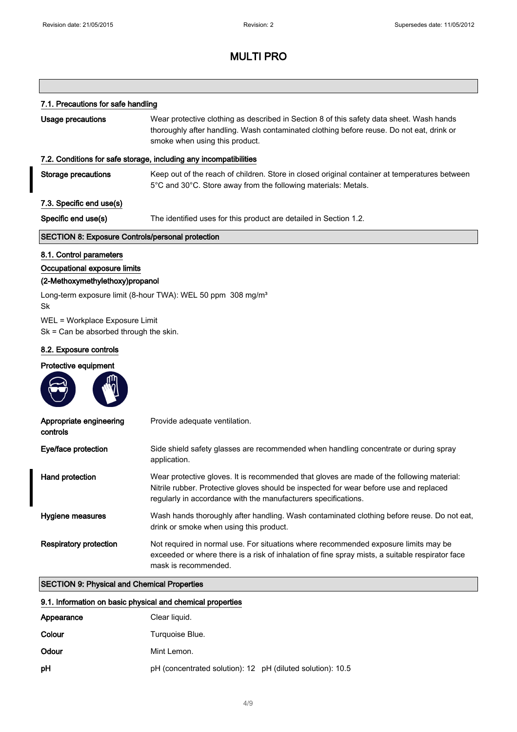## MULTI PRO

### 7.1. Precautions for safe handling

**Usage precautions** Wear protective clothing as described in Section 8 of this safety data sheet. Wash hands thoroughly after handling. Wash contaminated clothing before reuse. Do not eat, drink or smoke when using this product.

### 7.2. Conditions for safe storage, including any incompatibilities

**Storage precautions** Keep out of the reach of children. Store in closed original container at temperatures between 5°C and 30°C. Store away from the following materials: Metals.

### 7.3. Specific end use(s)

**Specific end use(s)** The identified uses for this product are detailed in Section 1.2.

## SECTION 8: Exposure Controls/personal protection

### 8.1. Control parameters

**Occupational exposure limits**

**(2-Methoxymethylethoxy)propanol**

Long-term exposure limit (8-hour TWA): WEL 50 ppm 308 mg/m³
Sk

WEL = Workplace Exposure Limit
Sk = Can be absorbed through the skin.

### 8.2. Exposure controls

**Protective equipment**

**Appropriate engineering controls** Provide adequate ventilation.

**Eye/face protection** Side shield safety glasses are recommended when handling concentrate or during spray application.

**Hand protection** Wear protective gloves. It is recommended that gloves are made of the following material: Nitrile rubber. Protective gloves should be inspected for wear before use and replaced regularly in accordance with the manufacturers specifications.

**Hygiene measures** Wash hands thoroughly after handling. Wash contaminated clothing before reuse. Do not eat, drink or smoke when using this product.

**Respiratory protection** Not required in normal use. For situations where recommended exposure limits may be exceeded or where there is a risk of inhalation of fine spray mists, a suitable respirator face mask is recommended.

## SECTION 9: Physical and Chemical Properties

### 9.1. Information on basic physical and chemical properties

**Appearance** Clear liquid.

**Colour** Turquoise Blue.

**Odour** Mint Lemon.

**pH** pH (concentrated solution): 12 pH (diluted solution): 10.5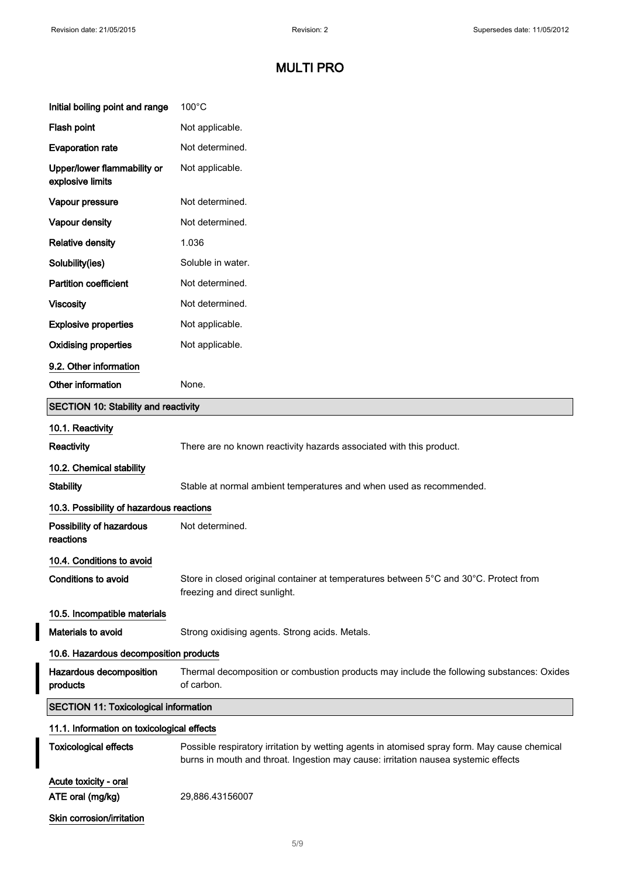# MULTI PRO

| | |
|---|---|
| **Initial boiling point and range** | 100°C |
| **Flash point** | Not applicable. |
| **Evaporation rate** | Not determined. |
| **Upper/lower flammability or explosive limits** | Not applicable. |
| **Vapour pressure** | Not determined. |
| **Vapour density** | Not determined. |
| **Relative density** | 1.036 |
| **Solubility(ies)** | Soluble in water. |
| **Partition coefficient** | Not determined. |
| **Viscosity** | Not determined. |
| **Explosive properties** | Not applicable. |
| **Oxidising properties** | Not applicable. |

### 9.2. Other information

| | |
|---|---|
| **Other information** | None. |

## SECTION 10: Stability and reactivity

### 10.1. Reactivity

| | |
|---|---|
| **Reactivity** | There are no known reactivity hazards associated with this product. |

### 10.2. Chemical stability

| | |
|---|---|
| **Stability** | Stable at normal ambient temperatures and when used as recommended. |

### 10.3. Possibility of hazardous reactions

| | |
|---|---|
| **Possibility of hazardous reactions** | Not determined. |

### 10.4. Conditions to avoid

| | |
|---|---|
| **Conditions to avoid** | Store in closed original container at temperatures between 5°C and 30°C. Protect from freezing and direct sunlight. |

### 10.5. Incompatible materials

| | |
|---|---|
| **Materials to avoid** | Strong oxidising agents. Strong acids. Metals. |

### 10.6. Hazardous decomposition products

| | |
|---|---|
| **Hazardous decomposition products** | Thermal decomposition or combustion products may include the following substances: Oxides of carbon. |

## SECTION 11: Toxicological information

### 11.1. Information on toxicological effects

| | |
|---|---|
| **Toxicological effects** | Possible respiratory irritation by wetting agents in atomised spray form. May cause chemical burns in mouth and throat. Ingestion may cause: irritation nausea systemic effects |

**Acute toxicity - oral**

| | |
|---|---|
| **ATE oral (mg/kg)** | 29,886.43156007 |

**Skin corrosion/irritation**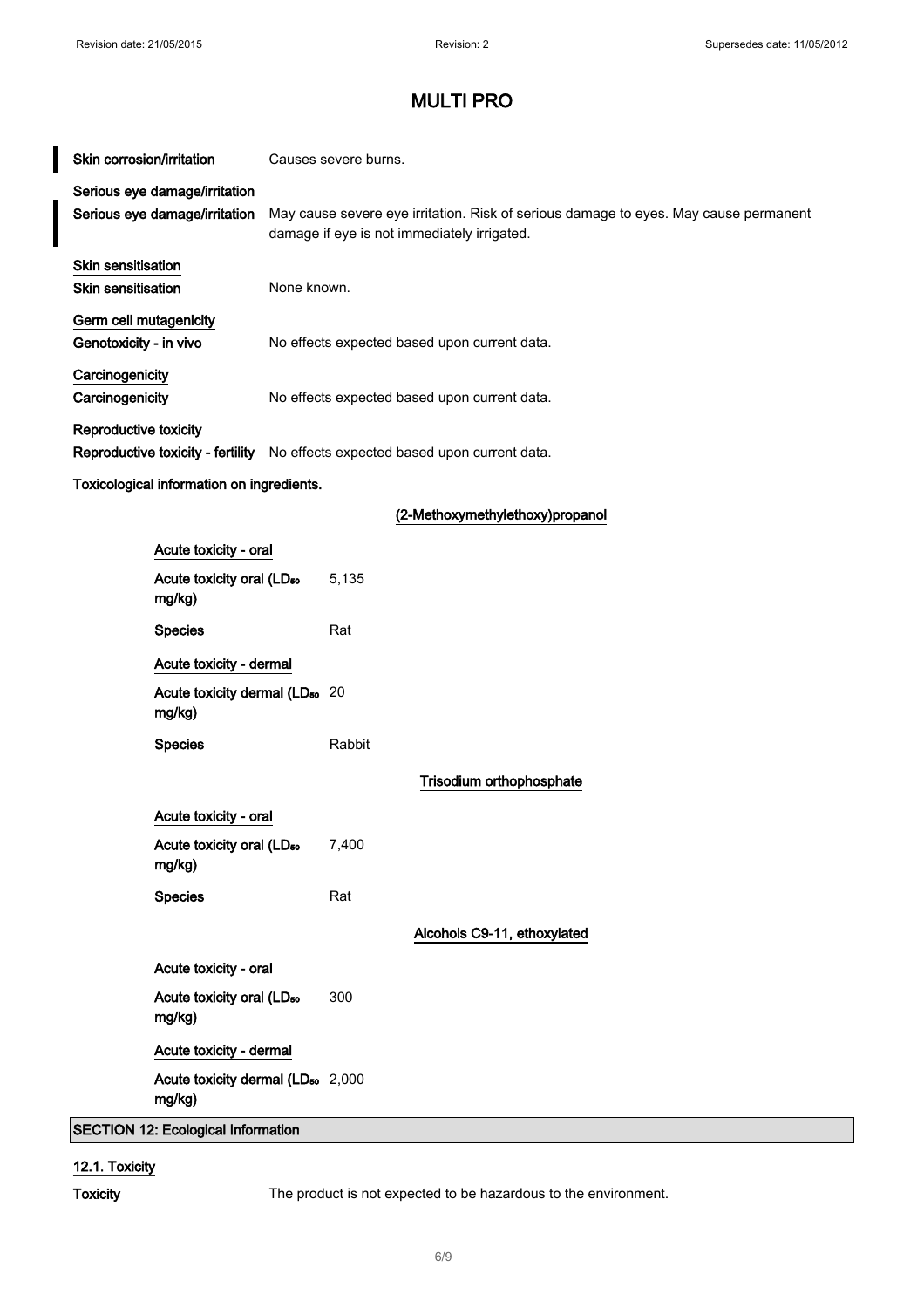# MULTI PRO

| | |
|---|---|
| **Skin corrosion/irritation** | Causes severe burns. |

**Serious eye damage/irritation**

| | |
|---|---|
| **Serious eye damage/irritation** | May cause severe eye irritation. Risk of serious damage to eyes. May cause permanent damage if eye is not immediately irrigated. |

**Skin sensitisation**

| | |
|---|---|
| **Skin sensitisation** | None known. |

**Germ cell mutagenicity**

| | |
|---|---|
| **Genotoxicity - in vivo** | No effects expected based upon current data. |

**Carcinogenicity**

| | |
|---|---|
| **Carcinogenicity** | No effects expected based upon current data. |

**Reproductive toxicity**

| | |
|---|---|
| **Reproductive toxicity - fertility** | No effects expected based upon current data. |

**Toxicological information on ingredients.**

**(2-Methoxymethylethoxy)propanol**

**Acute toxicity - oral**

| | |
|---|---|
| **Acute toxicity oral ($LD_{50}$ mg/kg)** | 5,135 |
| **Species** | Rat |

**Acute toxicity - dermal**

| | |
|---|---|
| **Acute toxicity dermal ($LD_{50}$ mg/kg)** | 20 |
| **Species** | Rabbit |

**Trisodium orthophosphate**

**Acute toxicity - oral**

| | |
|---|---|
| **Acute toxicity oral ($LD_{50}$ mg/kg)** | 7,400 |
| **Species** | Rat |

**Alcohols C9-11, ethoxylated**

**Acute toxicity - oral**

| | |
|---|---|
| **Acute toxicity oral ($LD_{50}$ mg/kg)** | 300 |

**Acute toxicity - dermal**

| | |
|---|---|
| **Acute toxicity dermal ($LD_{50}$ mg/kg)** | 2,000 |

## SECTION 12: Ecological Information

### 12.1. Toxicity

| | |
|---|---|
| **Toxicity** | The product is not expected to be hazardous to the environment. |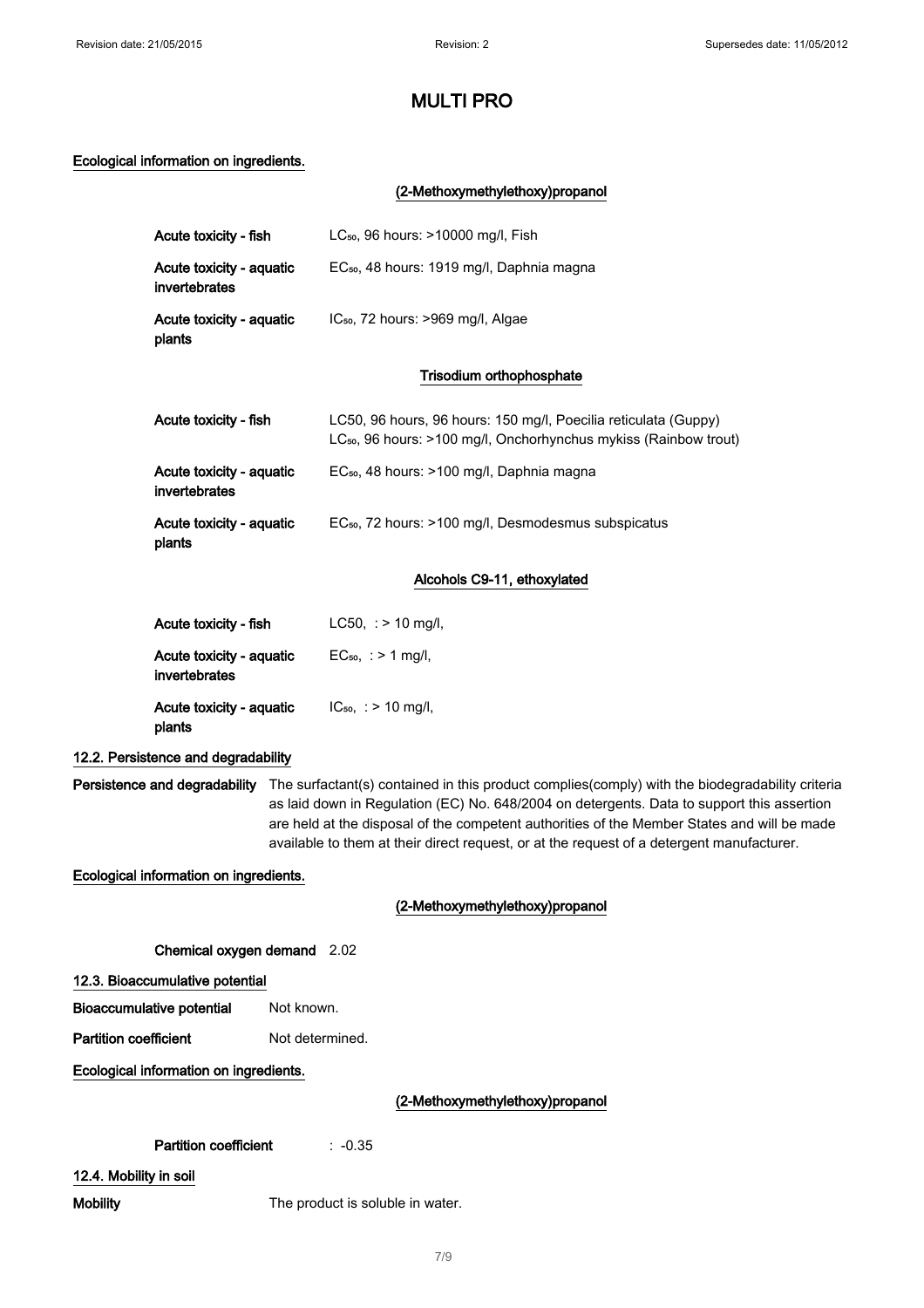# MULTI PRO

**Ecological information on ingredients.**

**(2-Methoxymethylethoxy)propanol**

| | |
|---|---|
| **Acute toxicity - fish** | $LC_{50}$, 96 hours: >10000 mg/l, Fish |
| **Acute toxicity - aquatic invertebrates** | $EC_{50}$, 48 hours: 1919 mg/l, Daphnia magna |
| **Acute toxicity - aquatic plants** | $IC_{50}$, 72 hours: >969 mg/l, Algae |

**Trisodium orthophosphate**

| | |
|---|---|
| **Acute toxicity - fish** | LC50, 96 hours, 96 hours: 150 mg/l, Poecilia reticulata (Guppy)<br>$LC_{50}$, 96 hours: >100 mg/l, Onchorhynchus mykiss (Rainbow trout) |
| **Acute toxicity - aquatic invertebrates** | $EC_{50}$, 48 hours: >100 mg/l, Daphnia magna |
| **Acute toxicity - aquatic plants** | $EC_{50}$, 72 hours: >100 mg/l, Desmodesmus subspicatus |

**Alcohols C9-11, ethoxylated**

| | |
|---|---|
| **Acute toxicity - fish** | LC50, : > 10 mg/l, |
| **Acute toxicity - aquatic invertebrates** | $EC_{50}$, : > 1 mg/l, |
| **Acute toxicity - aquatic plants** | $IC_{50}$, : > 10 mg/l, |

## 12.2. Persistence and degradability

**Persistence and degradability** The surfactant(s) contained in this product complies(comply) with the biodegradability criteria as laid down in Regulation (EC) No. 648/2004 on detergents. Data to support this assertion are held at the disposal of the competent authorities of the Member States and will be made available to them at their direct request, or at the request of a detergent manufacturer.

**Ecological information on ingredients.**

**(2-Methoxymethylethoxy)propanol**

**Chemical oxygen demand** 2.02

## 12.3. Bioaccumulative potential

**Bioaccumulative potential** Not known.

**Partition coefficient** Not determined.

**Ecological information on ingredients.**

**(2-Methoxymethylethoxy)propanol**

**Partition coefficient** : -0.35

## 12.4. Mobility in soil

**Mobility** The product is soluble in water.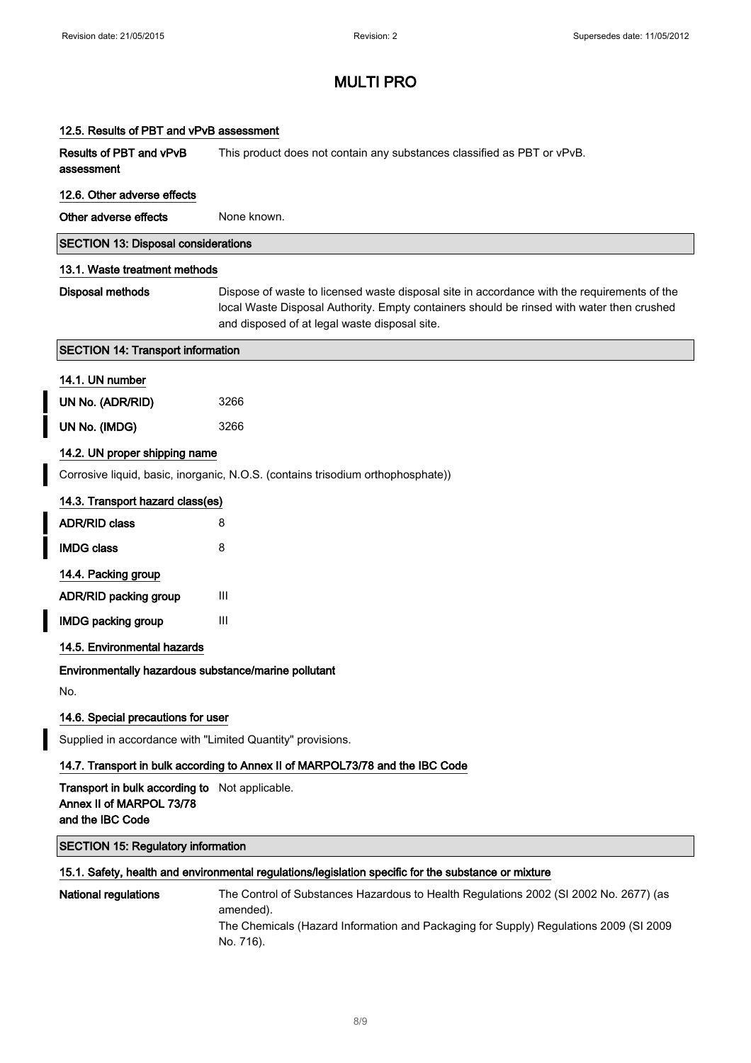# MULTI PRO

### 12.5. Results of PBT and vPvB assessment

| | |
|---|---|
| **Results of PBT and vPvB assessment** | This product does not contain any substances classified as PBT or vPvB. |

### 12.6. Other adverse effects

| | |
|---|---|
| **Other adverse effects** | None known. |

## SECTION 13: Disposal considerations

### 13.1. Waste treatment methods

| | |
|---|---|
| **Disposal methods** | Dispose of waste to licensed waste disposal site in accordance with the requirements of the local Waste Disposal Authority. Empty containers should be rinsed with water then crushed and disposed of at legal waste disposal site. |

## SECTION 14: Transport information

### 14.1. UN number

| | |
|---|---|
| **UN No. (ADR/RID)** | 3266 |
| **UN No. (IMDG)** | 3266 |

### 14.2. UN proper shipping name

Corrosive liquid, basic, inorganic, N.O.S. (contains trisodium orthophosphate))

### 14.3. Transport hazard class(es)

| | |
|---|---|
| **ADR/RID class** | 8 |
| **IMDG class** | 8 |

### 14.4. Packing group

| | |
|---|---|
| **ADR/RID packing group** | III |
| **IMDG packing group** | III |

### 14.5. Environmental hazards

**Environmentally hazardous substance/marine pollutant**

No.

### 14.6. Special precautions for user

Supplied in accordance with "Limited Quantity" provisions.

### 14.7. Transport in bulk according to Annex II of MARPOL73/78 and the IBC Code

| | |
|---|---|
| **Transport in bulk according to Annex II of MARPOL 73/78 and the IBC Code** | Not applicable. |

## SECTION 15: Regulatory information

### 15.1. Safety, health and environmental regulations/legislation specific for the substance or mixture

| | |
|---|---|
| **National regulations** | The Control of Substances Hazardous to Health Regulations 2002 (SI 2002 No. 2677) (as amended).<br>The Chemicals (Hazard Information and Packaging for Supply) Regulations 2009 (SI 2009 No. 716). |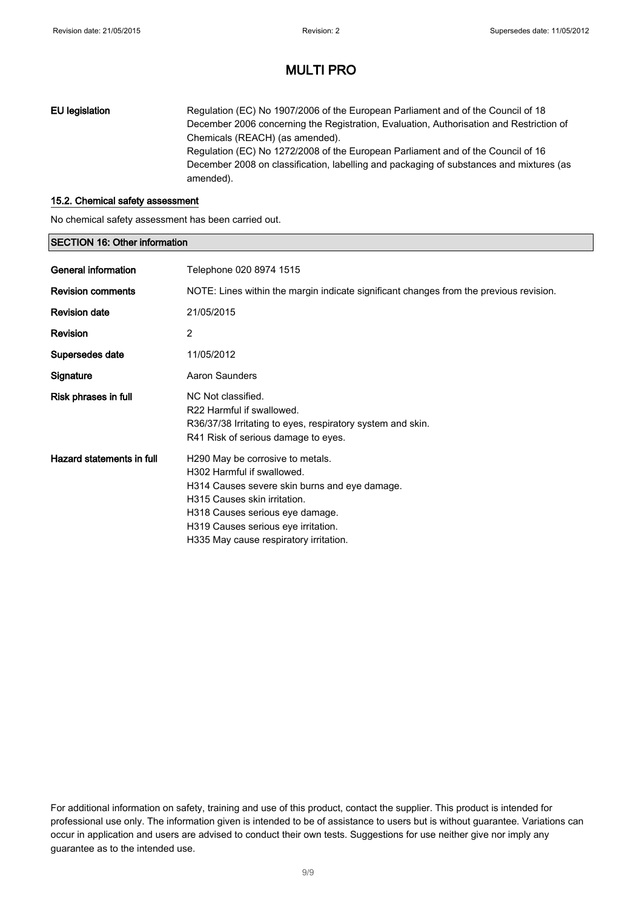# MULTI PRO

| | |
|---|---|
| **EU legislation** | Regulation (EC) No 1907/2006 of the European Parliament and of the Council of 18 December 2006 concerning the Registration, Evaluation, Authorisation and Restriction of Chemicals (REACH) (as amended).<br>Regulation (EC) No 1272/2008 of the European Parliament and of the Council of 16 December 2008 on classification, labelling and packaging of substances and mixtures (as amended). |

### 15.2. Chemical safety assessment

No chemical safety assessment has been carried out.

## SECTION 16: Other information

| | |
|---|---|
| **General information** | Telephone 020 8974 1515 |
| **Revision comments** | NOTE: Lines within the margin indicate significant changes from the previous revision. |
| **Revision date** | 21/05/2015 |
| **Revision** | 2 |
| **Supersedes date** | 11/05/2012 |
| **Signature** | Aaron Saunders |
| **Risk phrases in full** | NC Not classified.<br>R22 Harmful if swallowed.<br>R36/37/38 Irritating to eyes, respiratory system and skin.<br>R41 Risk of serious damage to eyes. |
| **Hazard statements in full** | H290 May be corrosive to metals.<br>H302 Harmful if swallowed.<br>H314 Causes severe skin burns and eye damage.<br>H315 Causes skin irritation.<br>H318 Causes serious eye damage.<br>H319 Causes serious eye irritation.<br>H335 May cause respiratory irritation. |

For additional information on safety, training and use of this product, contact the supplier. This product is intended for professional use only. The information given is intended to be of assistance to users but is without guarantee. Variations can occur in application and users are advised to conduct their own tests. Suggestions for use neither give nor imply any guarantee as to the intended use.